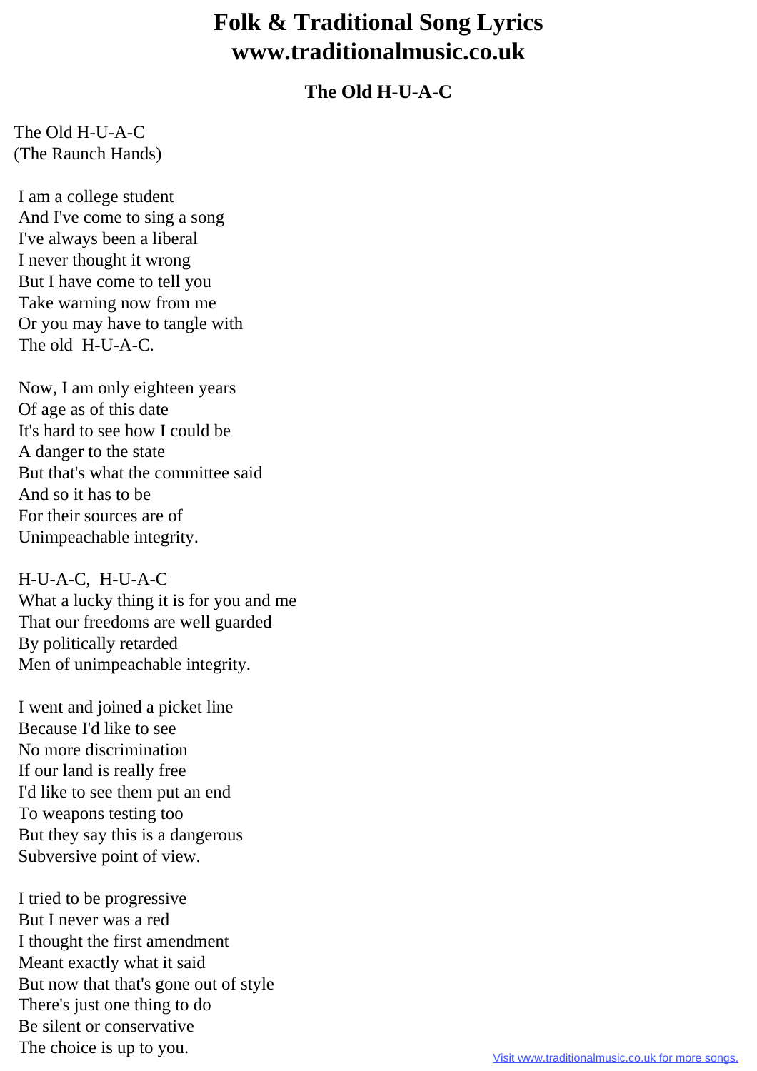# Folk & Traditional Song Lyrics
# www.traditionalmusic.co.uk

## The Old H-U-A-C

The Old H-U-A-C
(The Raunch Hands)

I am a college student
And I've come to sing a song
I've always been a liberal
I never thought it wrong
But I have come to tell you
Take warning now from me
Or you may have to tangle with
The old H-U-A-C.

Now, I am only eighteen years
Of age as of this date
It's hard to see how I could be
A danger to the state
But that's what the committee said
And so it has to be
For their sources are of
Unimpeachable integrity.

H-U-A-C, H-U-A-C
What a lucky thing it is for you and me
That our freedoms are well guarded
By politically retarded
Men of unimpeachable integrity.

I went and joined a picket line
Because I'd like to see
No more discrimination
If our land is really free
I'd like to see them put an end
To weapons testing too
But they say this is a dangerous
Subversive point of view.

I tried to be progressive
But I never was a red
I thought the first amendment
Meant exactly what it said
But now that that's gone out of style
There's just one thing to do
Be silent or conservative
The choice is up to you.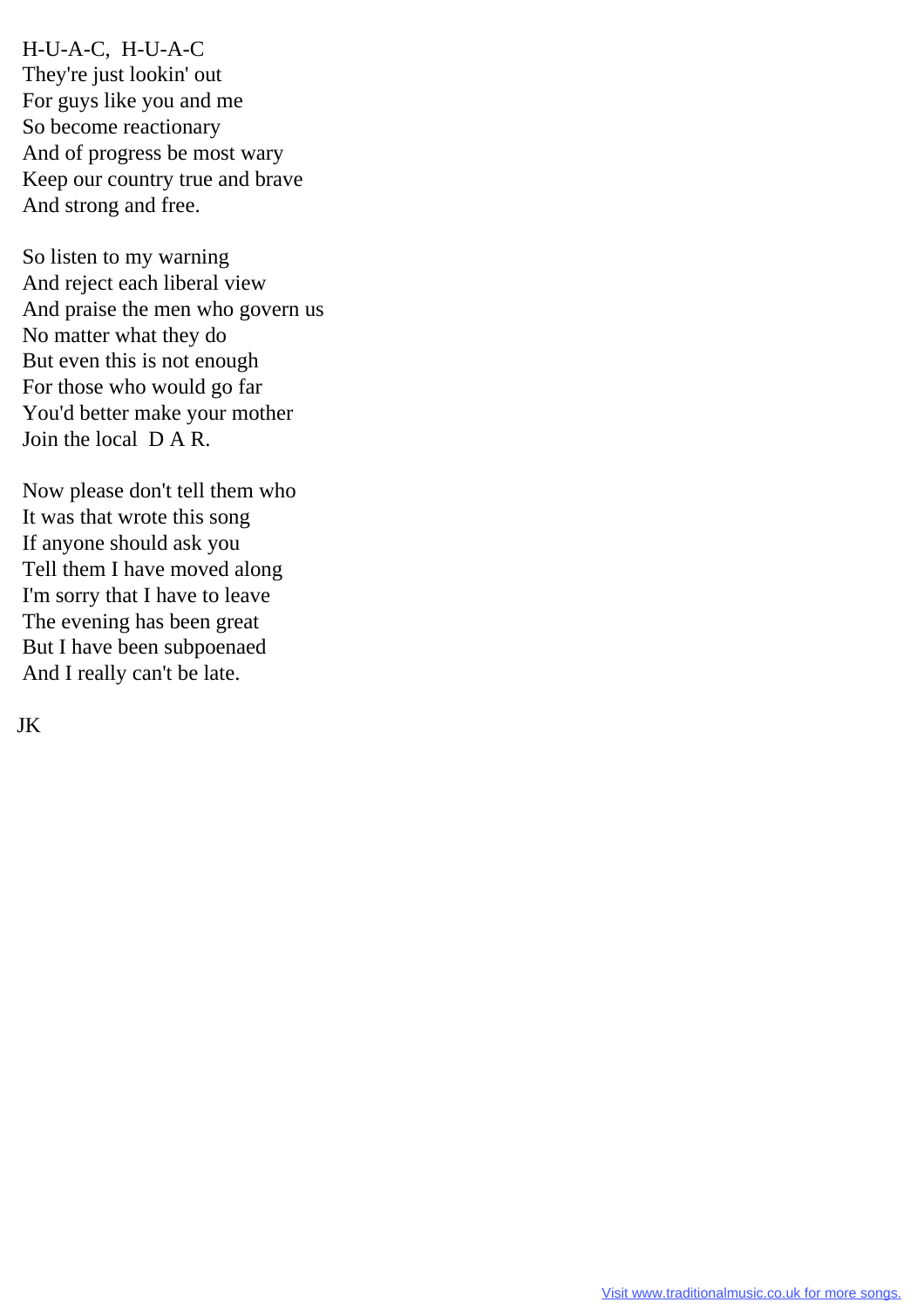H-U-A-C, H-U-A-C
They're just lookin' out
For guys like you and me
So become reactionary
And of progress be most wary
Keep our country true and brave
And strong and free.

So listen to my warning
And reject each liberal view
And praise the men who govern us
No matter what they do
But even this is not enough
For those who would go far
You'd better make your mother
Join the local D A R.

Now please don't tell them who
It was that wrote this song
If anyone should ask you
Tell them I have moved along
I'm sorry that I have to leave
The evening has been great
But I have been subpoenaed
And I really can't be late.

JK